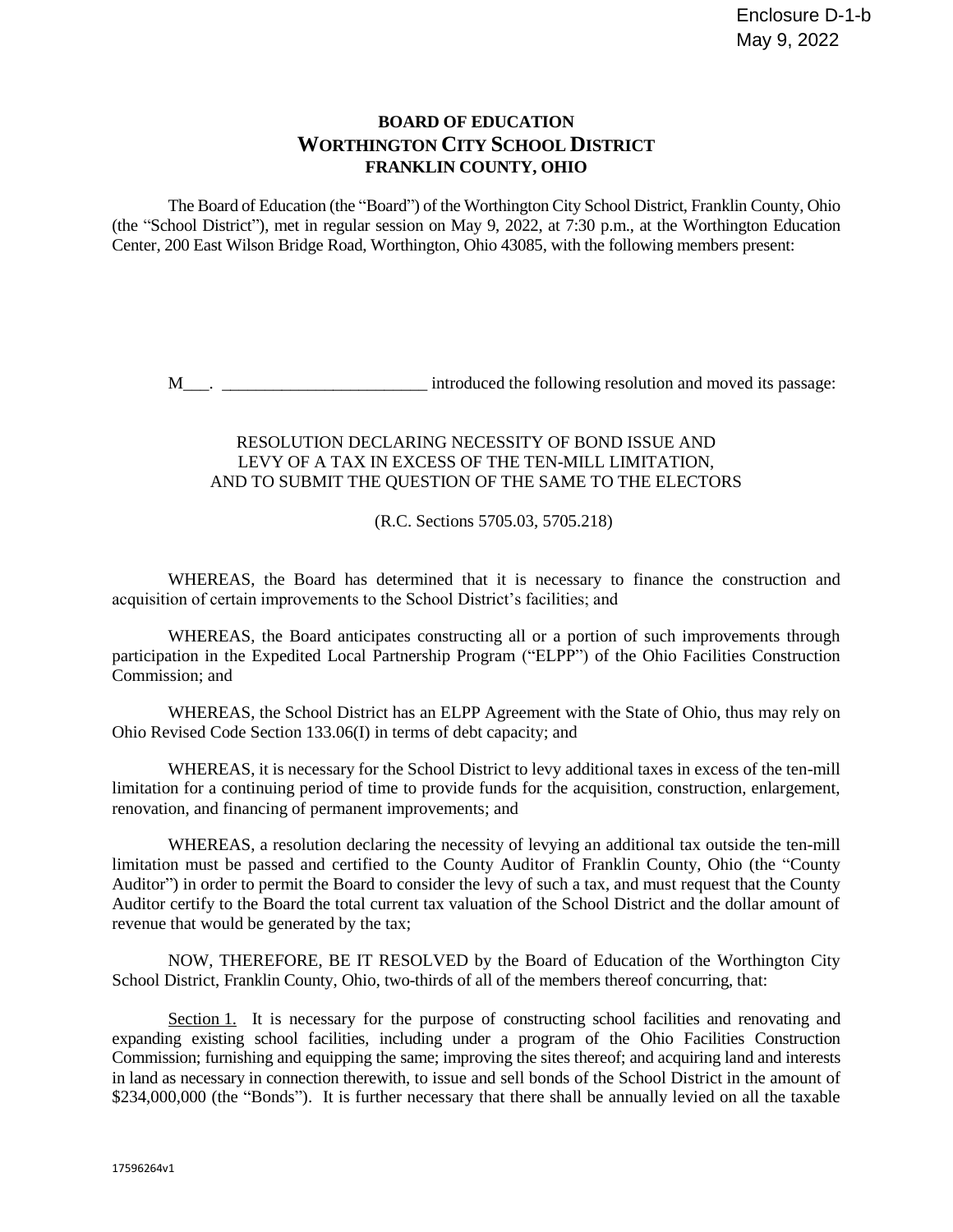Enclosure D-1-b
May 9, 2022

# BOARD OF EDUCATION
# WORTHINGTON CITY SCHOOL DISTRICT
## FRANKLIN COUNTY, OHIO

The Board of Education (the "Board") of the Worthington City School District, Franklin County, Ohio (the "School District"), met in regular session on May 9, 2022, at 7:30 p.m., at the Worthington Education Center, 200 East Wilson Bridge Road, Worthington, Ohio 43085, with the following members present:

M___. ________________________ introduced the following resolution and moved its passage:

RESOLUTION DECLARING NECESSITY OF BOND ISSUE AND LEVY OF A TAX IN EXCESS OF THE TEN-MILL LIMITATION, AND TO SUBMIT THE QUESTION OF THE SAME TO THE ELECTORS

(R.C. Sections 5705.03, 5705.218)

WHEREAS, the Board has determined that it is necessary to finance the construction and acquisition of certain improvements to the School District's facilities; and

WHEREAS, the Board anticipates constructing all or a portion of such improvements through participation in the Expedited Local Partnership Program ("ELPP") of the Ohio Facilities Construction Commission; and

WHEREAS, the School District has an ELPP Agreement with the State of Ohio, thus may rely on Ohio Revised Code Section 133.06(I) in terms of debt capacity; and

WHEREAS, it is necessary for the School District to levy additional taxes in excess of the ten-mill limitation for a continuing period of time to provide funds for the acquisition, construction, enlargement, renovation, and financing of permanent improvements; and

WHEREAS, a resolution declaring the necessity of levying an additional tax outside the ten-mill limitation must be passed and certified to the County Auditor of Franklin County, Ohio (the "County Auditor") in order to permit the Board to consider the levy of such a tax, and must request that the County Auditor certify to the Board the total current tax valuation of the School District and the dollar amount of revenue that would be generated by the tax;

NOW, THEREFORE, BE IT RESOLVED by the Board of Education of the Worthington City School District, Franklin County, Ohio, two-thirds of all of the members thereof concurring, that:

Section 1. It is necessary for the purpose of constructing school facilities and renovating and expanding existing school facilities, including under a program of the Ohio Facilities Construction Commission; furnishing and equipping the same; improving the sites thereof; and acquiring land and interests in land as necessary in connection therewith, to issue and sell bonds of the School District in the amount of $234,000,000 (the "Bonds"). It is further necessary that there shall be annually levied on all the taxable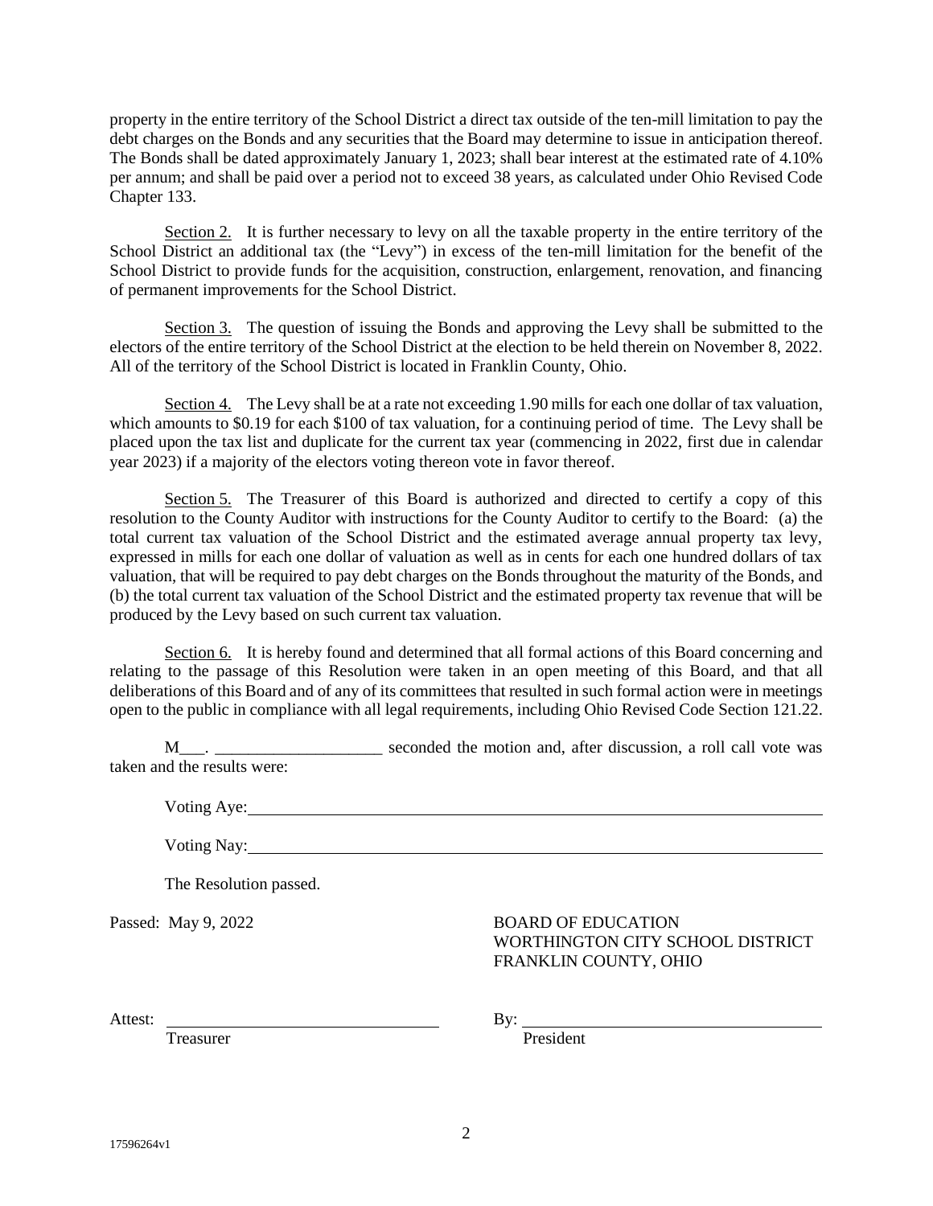property in the entire territory of the School District a direct tax outside of the ten-mill limitation to pay the debt charges on the Bonds and any securities that the Board may determine to issue in anticipation thereof. The Bonds shall be dated approximately January 1, 2023; shall bear interest at the estimated rate of 4.10% per annum; and shall be paid over a period not to exceed 38 years, as calculated under Ohio Revised Code Chapter 133.

Section 2. It is further necessary to levy on all the taxable property in the entire territory of the School District an additional tax (the "Levy") in excess of the ten-mill limitation for the benefit of the School District to provide funds for the acquisition, construction, enlargement, renovation, and financing of permanent improvements for the School District.

Section 3. The question of issuing the Bonds and approving the Levy shall be submitted to the electors of the entire territory of the School District at the election to be held therein on November 8, 2022. All of the territory of the School District is located in Franklin County, Ohio.

Section 4. The Levy shall be at a rate not exceeding 1.90 mills for each one dollar of tax valuation, which amounts to $0.19 for each $100 of tax valuation, for a continuing period of time. The Levy shall be placed upon the tax list and duplicate for the current tax year (commencing in 2022, first due in calendar year 2023) if a majority of the electors voting thereon vote in favor thereof.

Section 5. The Treasurer of this Board is authorized and directed to certify a copy of this resolution to the County Auditor with instructions for the County Auditor to certify to the Board: (a) the total current tax valuation of the School District and the estimated average annual property tax levy, expressed in mills for each one dollar of valuation as well as in cents for each one hundred dollars of tax valuation, that will be required to pay debt charges on the Bonds throughout the maturity of the Bonds, and (b) the total current tax valuation of the School District and the estimated property tax revenue that will be produced by the Levy based on such current tax valuation.

Section 6. It is hereby found and determined that all formal actions of this Board concerning and relating to the passage of this Resolution were taken in an open meeting of this Board, and that all deliberations of this Board and of any of its committees that resulted in such formal action were in meetings open to the public in compliance with all legal requirements, including Ohio Revised Code Section 121.22.

M___. ____________________ seconded the motion and, after discussion, a roll call vote was taken and the results were:

Voting Aye: ____________________

Voting Nay: ____________________

The Resolution passed.

Passed: May 9, 2022

BOARD OF EDUCATION
WORTHINGTON CITY SCHOOL DISTRICT
FRANKLIN COUNTY, OHIO

Attest: ____________________
Treasurer

By: ____________________
President

17596264v1